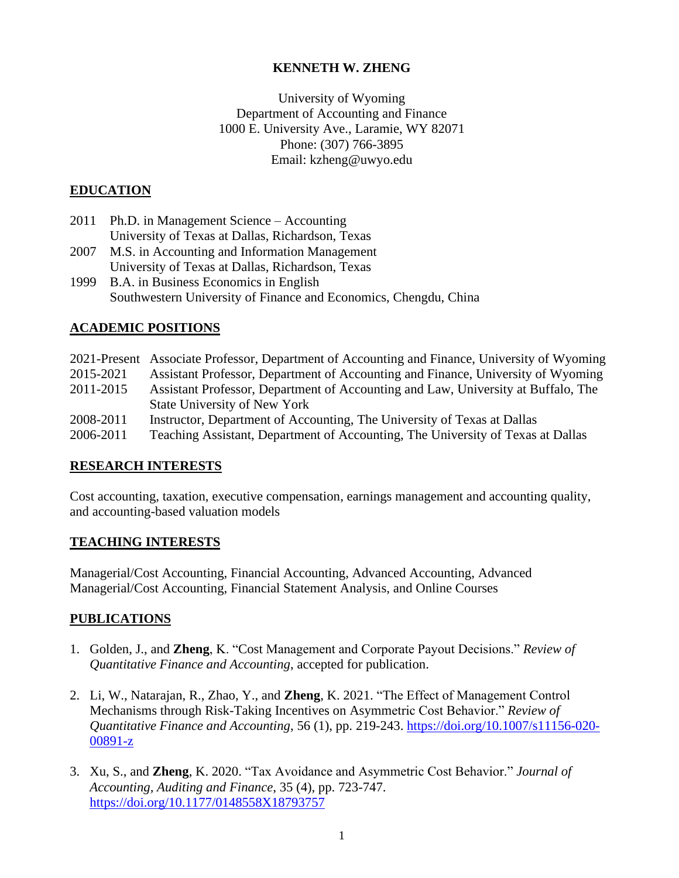# KENNETH W. ZHENG

University of Wyoming
Department of Accounting and Finance
1000 E. University Ave., Laramie, WY 82071
Phone: (307) 766-3895
Email: kzheng@uwyo.edu

## EDUCATION

2011 Ph.D. in Management Science – Accounting
University of Texas at Dallas, Richardson, Texas

2007 M.S. in Accounting and Information Management
University of Texas at Dallas, Richardson, Texas

1999 B.A. in Business Economics in English
Southwestern University of Finance and Economics, Chengdu, China

## ACADEMIC POSITIONS

2021-Present Associate Professor, Department of Accounting and Finance, University of Wyoming

2015-2021 Assistant Professor, Department of Accounting and Finance, University of Wyoming

2011-2015 Assistant Professor, Department of Accounting and Law, University at Buffalo, The State University of New York

2008-2011 Instructor, Department of Accounting, The University of Texas at Dallas

2006-2011 Teaching Assistant, Department of Accounting, The University of Texas at Dallas

## RESEARCH INTERESTS

Cost accounting, taxation, executive compensation, earnings management and accounting quality, and accounting-based valuation models

## TEACHING INTERESTS

Managerial/Cost Accounting, Financial Accounting, Advanced Accounting, Advanced Managerial/Cost Accounting, Financial Statement Analysis, and Online Courses

## PUBLICATIONS

1. Golden, J., and **Zheng**, K. "Cost Management and Corporate Payout Decisions." *Review of Quantitative Finance and Accounting*, accepted for publication.

2. Li, W., Natarajan, R., Zhao, Y., and **Zheng**, K. 2021. "The Effect of Management Control Mechanisms through Risk-Taking Incentives on Asymmetric Cost Behavior." *Review of Quantitative Finance and Accounting*, 56 (1), pp. 219-243. https://doi.org/10.1007/s11156-020-00891-z

3. Xu, S., and **Zheng**, K. 2020. "Tax Avoidance and Asymmetric Cost Behavior." *Journal of Accounting, Auditing and Finance*, 35 (4), pp. 723-747. https://doi.org/10.1177/0148558X18793757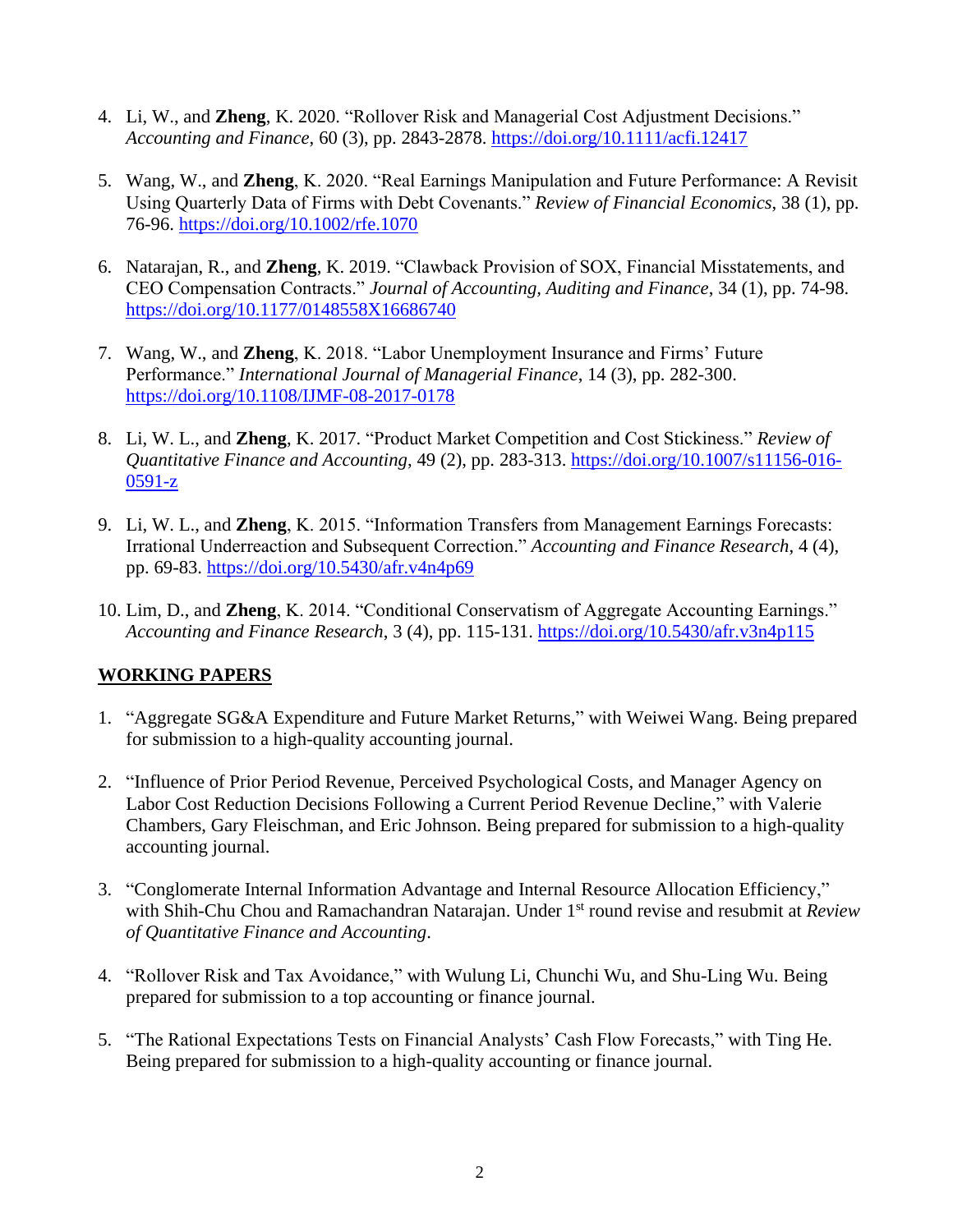4. Li, W., and **Zheng**, K. 2020. "Rollover Risk and Managerial Cost Adjustment Decisions." *Accounting and Finance*, 60 (3), pp. 2843-2878. https://doi.org/10.1111/acfi.12417

5. Wang, W., and **Zheng**, K. 2020. "Real Earnings Manipulation and Future Performance: A Revisit Using Quarterly Data of Firms with Debt Covenants." *Review of Financial Economics*, 38 (1), pp. 76-96. https://doi.org/10.1002/rfe.1070

6. Natarajan, R., and **Zheng**, K. 2019. "Clawback Provision of SOX, Financial Misstatements, and CEO Compensation Contracts." *Journal of Accounting, Auditing and Finance*, 34 (1), pp. 74-98. https://doi.org/10.1177/0148558X16686740

7. Wang, W., and **Zheng**, K. 2018. "Labor Unemployment Insurance and Firms' Future Performance." *International Journal of Managerial Finance*, 14 (3), pp. 282-300. https://doi.org/10.1108/IJMF-08-2017-0178

8. Li, W. L., and **Zheng**, K. 2017. "Product Market Competition and Cost Stickiness." *Review of Quantitative Finance and Accounting*, 49 (2), pp. 283-313. https://doi.org/10.1007/s11156-016-0591-z

9. Li, W. L., and **Zheng**, K. 2015. "Information Transfers from Management Earnings Forecasts: Irrational Underreaction and Subsequent Correction." *Accounting and Finance Research*, 4 (4), pp. 69-83. https://doi.org/10.5430/afr.v4n4p69

10. Lim, D., and **Zheng**, K. 2014. "Conditional Conservatism of Aggregate Accounting Earnings." *Accounting and Finance Research*, 3 (4), pp. 115-131. https://doi.org/10.5430/afr.v3n4p115

## WORKING PAPERS

1. "Aggregate SG&A Expenditure and Future Market Returns," with Weiwei Wang. Being prepared for submission to a high-quality accounting journal.

2. "Influence of Prior Period Revenue, Perceived Psychological Costs, and Manager Agency on Labor Cost Reduction Decisions Following a Current Period Revenue Decline," with Valerie Chambers, Gary Fleischman, and Eric Johnson. Being prepared for submission to a high-quality accounting journal.

3. "Conglomerate Internal Information Advantage and Internal Resource Allocation Efficiency," with Shih-Chu Chou and Ramachandran Natarajan. Under 1st round revise and resubmit at *Review of Quantitative Finance and Accounting*.

4. "Rollover Risk and Tax Avoidance," with Wulung Li, Chunchi Wu, and Shu-Ling Wu. Being prepared for submission to a top accounting or finance journal.

5. "The Rational Expectations Tests on Financial Analysts' Cash Flow Forecasts," with Ting He. Being prepared for submission to a high-quality accounting or finance journal.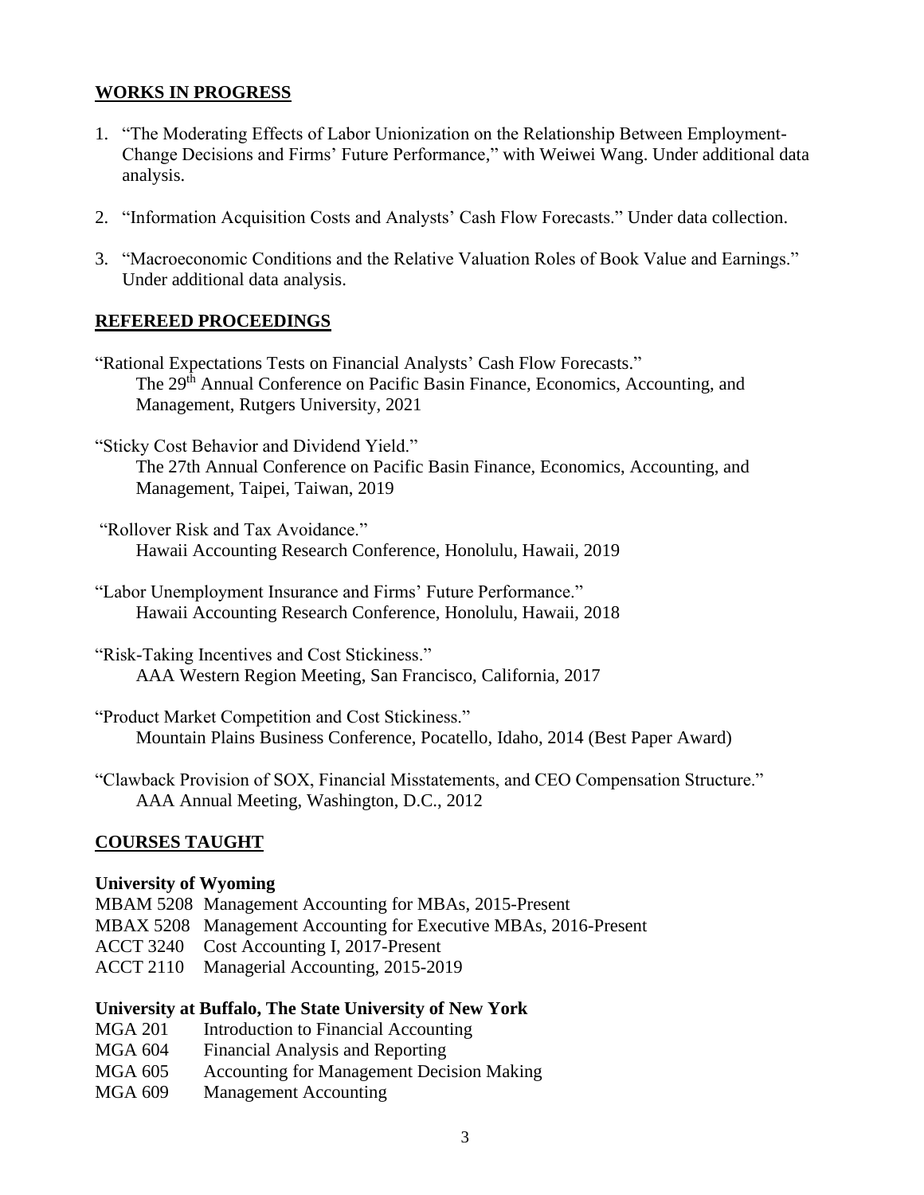## WORKS IN PROGRESS

1. "The Moderating Effects of Labor Unionization on the Relationship Between Employment-Change Decisions and Firms' Future Performance," with Weiwei Wang. Under additional data analysis.

2. "Information Acquisition Costs and Analysts' Cash Flow Forecasts." Under data collection.

3. "Macroeconomic Conditions and the Relative Valuation Roles of Book Value and Earnings." Under additional data analysis.

## REFEREED PROCEEDINGS

"Rational Expectations Tests on Financial Analysts' Cash Flow Forecasts."
The 29th Annual Conference on Pacific Basin Finance, Economics, Accounting, and Management, Rutgers University, 2021

"Sticky Cost Behavior and Dividend Yield."
The 27th Annual Conference on Pacific Basin Finance, Economics, Accounting, and Management, Taipei, Taiwan, 2019

"Rollover Risk and Tax Avoidance."
Hawaii Accounting Research Conference, Honolulu, Hawaii, 2019

"Labor Unemployment Insurance and Firms' Future Performance."
Hawaii Accounting Research Conference, Honolulu, Hawaii, 2018

"Risk-Taking Incentives and Cost Stickiness."
AAA Western Region Meeting, San Francisco, California, 2017

"Product Market Competition and Cost Stickiness."
Mountain Plains Business Conference, Pocatello, Idaho, 2014 (Best Paper Award)

"Clawback Provision of SOX, Financial Misstatements, and CEO Compensation Structure."
AAA Annual Meeting, Washington, D.C., 2012

## COURSES TAUGHT

**University of Wyoming**

MBAM 5208 Management Accounting for MBAs, 2015-Present
MBAX 5208 Management Accounting for Executive MBAs, 2016-Present
ACCT 3240 Cost Accounting I, 2017-Present
ACCT 2110 Managerial Accounting, 2015-2019

**University at Buffalo, The State University of New York**

MGA 201 Introduction to Financial Accounting
MGA 604 Financial Analysis and Reporting
MGA 605 Accounting for Management Decision Making
MGA 609 Management Accounting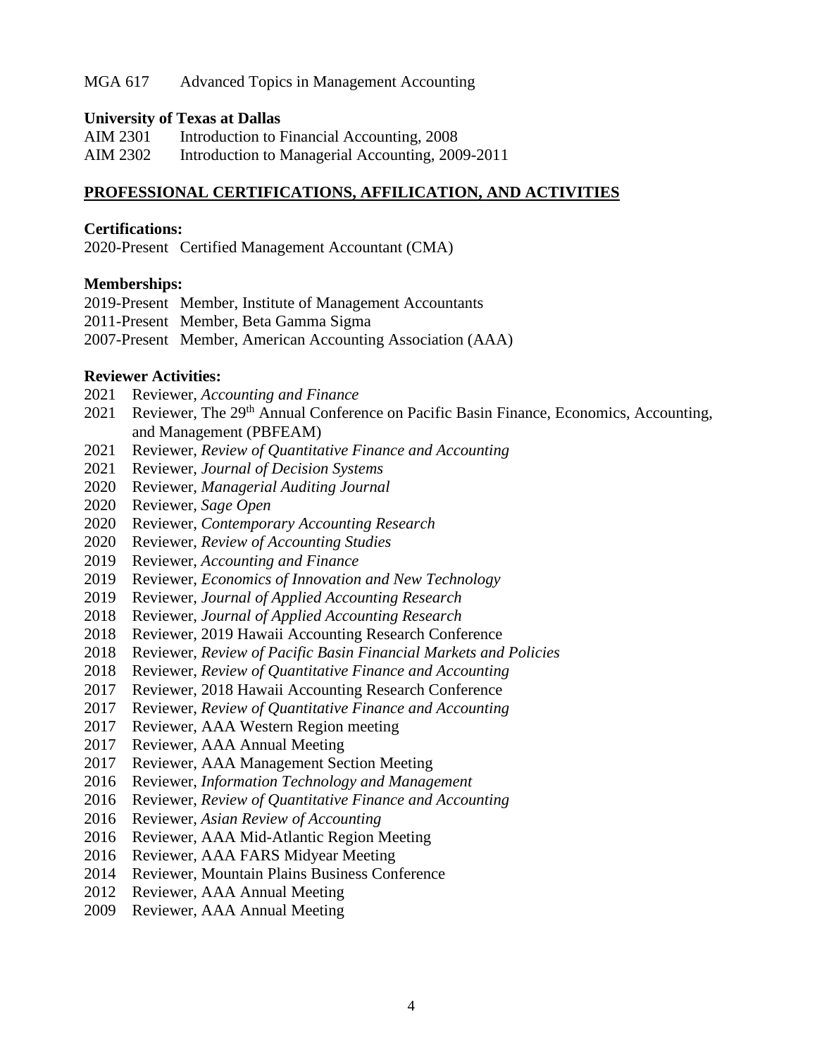MGA 617 Advanced Topics in Management Accounting

**University of Texas at Dallas**

AIM 2301 Introduction to Financial Accounting, 2008
AIM 2302 Introduction to Managerial Accounting, 2009-2011

## PROFESSIONAL CERTIFICATIONS, AFFILICATION, AND ACTIVITIES

**Certifications:**

2020-Present Certified Management Accountant (CMA)

**Memberships:**

2019-Present Member, Institute of Management Accountants
2011-Present Member, Beta Gamma Sigma
2007-Present Member, American Accounting Association (AAA)

**Reviewer Activities:**

2021 Reviewer, *Accounting and Finance*
2021 Reviewer, The 29th Annual Conference on Pacific Basin Finance, Economics, Accounting, and Management (PBFEAM)
2021 Reviewer, *Review of Quantitative Finance and Accounting*
2021 Reviewer, *Journal of Decision Systems*
2020 Reviewer, *Managerial Auditing Journal*
2020 Reviewer, *Sage Open*
2020 Reviewer, *Contemporary Accounting Research*
2020 Reviewer, *Review of Accounting Studies*
2019 Reviewer, *Accounting and Finance*
2019 Reviewer, *Economics of Innovation and New Technology*
2019 Reviewer, *Journal of Applied Accounting Research*
2018 Reviewer, *Journal of Applied Accounting Research*
2018 Reviewer, 2019 Hawaii Accounting Research Conference
2018 Reviewer, *Review of Pacific Basin Financial Markets and Policies*
2018 Reviewer, *Review of Quantitative Finance and Accounting*
2017 Reviewer, 2018 Hawaii Accounting Research Conference
2017 Reviewer, *Review of Quantitative Finance and Accounting*
2017 Reviewer, AAA Western Region meeting
2017 Reviewer, AAA Annual Meeting
2017 Reviewer, AAA Management Section Meeting
2016 Reviewer, *Information Technology and Management*
2016 Reviewer, *Review of Quantitative Finance and Accounting*
2016 Reviewer, *Asian Review of Accounting*
2016 Reviewer, AAA Mid-Atlantic Region Meeting
2016 Reviewer, AAA FARS Midyear Meeting
2014 Reviewer, Mountain Plains Business Conference
2012 Reviewer, AAA Annual Meeting
2009 Reviewer, AAA Annual Meeting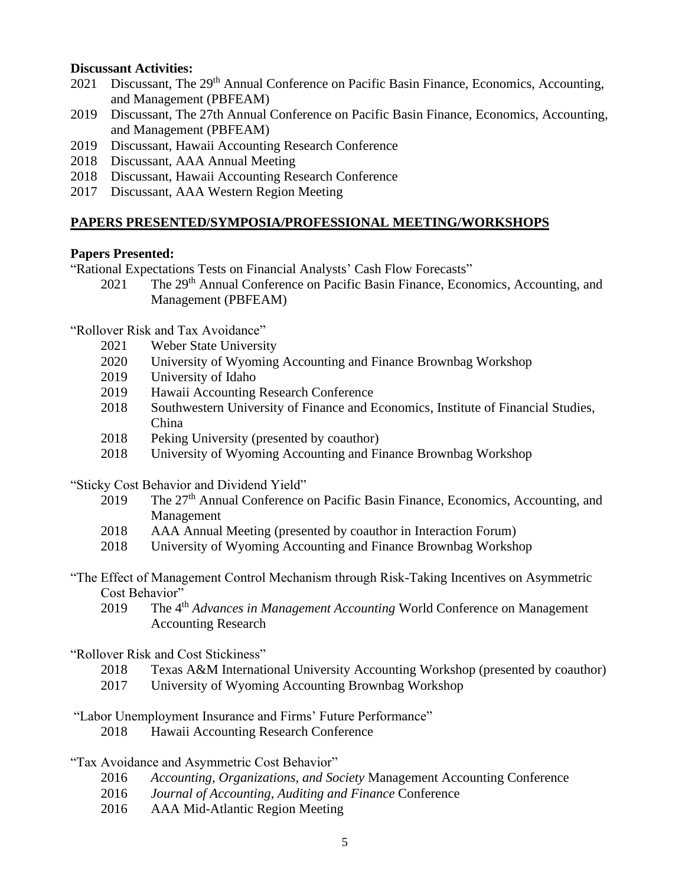**Discussant Activities:**

- 2021 Discussant, The 29th Annual Conference on Pacific Basin Finance, Economics, Accounting, and Management (PBFEAM)
- 2019 Discussant, The 27th Annual Conference on Pacific Basin Finance, Economics, Accounting, and Management (PBFEAM)
- 2019 Discussant, Hawaii Accounting Research Conference
- 2018 Discussant, AAA Annual Meeting
- 2018 Discussant, Hawaii Accounting Research Conference
- 2017 Discussant, AAA Western Region Meeting

## PAPERS PRESENTED/SYMPOSIA/PROFESSIONAL MEETING/WORKSHOPS

**Papers Presented:**

"Rational Expectations Tests on Financial Analysts' Cash Flow Forecasts"

- 2021 The 29th Annual Conference on Pacific Basin Finance, Economics, Accounting, and Management (PBFEAM)

"Rollover Risk and Tax Avoidance"

- 2021 Weber State University
- 2020 University of Wyoming Accounting and Finance Brownbag Workshop
- 2019 University of Idaho
- 2019 Hawaii Accounting Research Conference
- 2018 Southwestern University of Finance and Economics, Institute of Financial Studies, China
- 2018 Peking University (presented by coauthor)
- 2018 University of Wyoming Accounting and Finance Brownbag Workshop

"Sticky Cost Behavior and Dividend Yield"

- 2019 The 27th Annual Conference on Pacific Basin Finance, Economics, Accounting, and Management
- 2018 AAA Annual Meeting (presented by coauthor in Interaction Forum)
- 2018 University of Wyoming Accounting and Finance Brownbag Workshop

"The Effect of Management Control Mechanism through Risk-Taking Incentives on Asymmetric Cost Behavior"

- 2019 The 4th *Advances in Management Accounting* World Conference on Management Accounting Research

"Rollover Risk and Cost Stickiness"

- 2018 Texas A&M International University Accounting Workshop (presented by coauthor)
- 2017 University of Wyoming Accounting Brownbag Workshop

"Labor Unemployment Insurance and Firms' Future Performance"

- 2018 Hawaii Accounting Research Conference

"Tax Avoidance and Asymmetric Cost Behavior"

- 2016 *Accounting, Organizations, and Society* Management Accounting Conference
- 2016 *Journal of Accounting, Auditing and Finance* Conference
- 2016 AAA Mid-Atlantic Region Meeting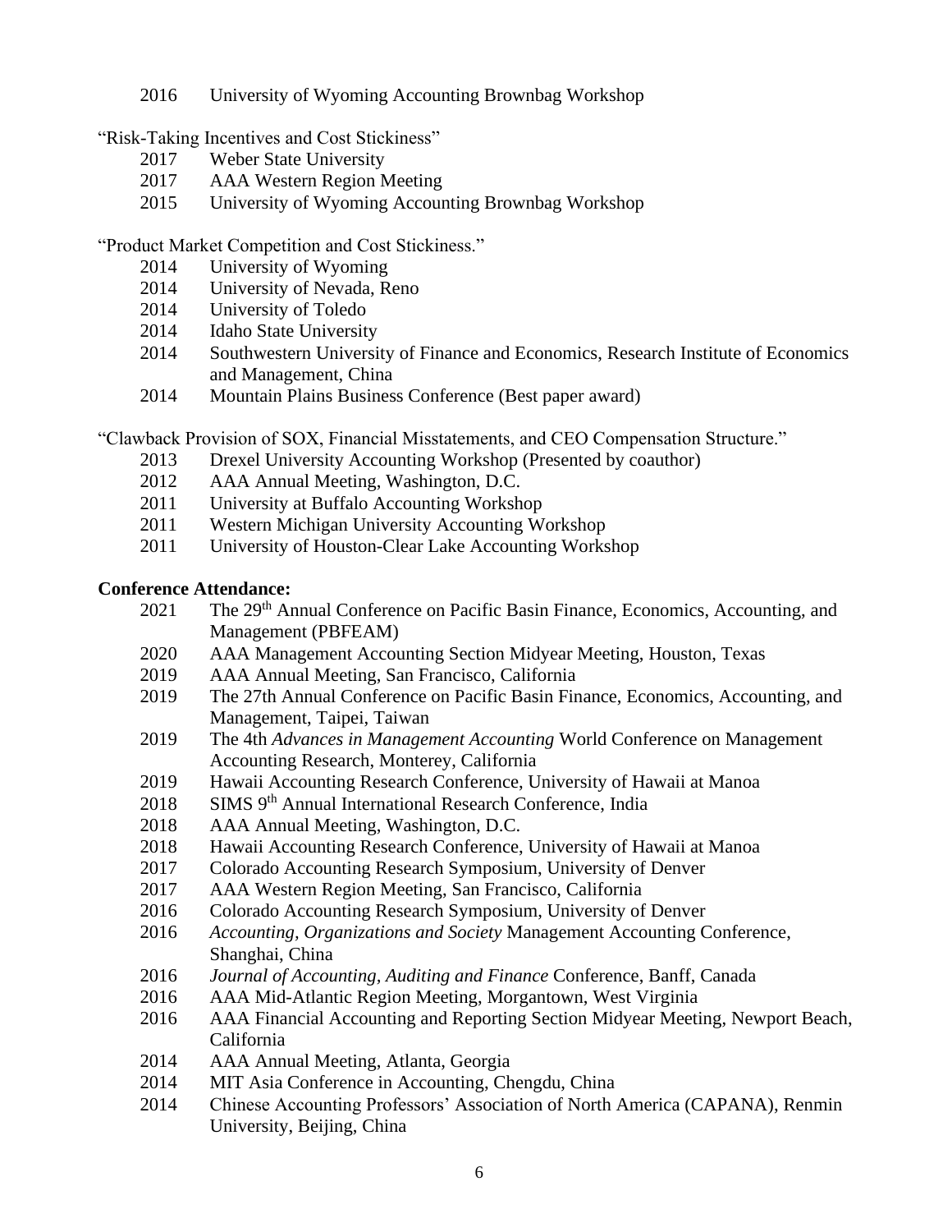2016 University of Wyoming Accounting Brownbag Workshop

"Risk-Taking Incentives and Cost Stickiness"

- 2017 Weber State University
- 2017 AAA Western Region Meeting
- 2015 University of Wyoming Accounting Brownbag Workshop

"Product Market Competition and Cost Stickiness."

- 2014 University of Wyoming
- 2014 University of Nevada, Reno
- 2014 University of Toledo
- 2014 Idaho State University
- 2014 Southwestern University of Finance and Economics, Research Institute of Economics and Management, China
- 2014 Mountain Plains Business Conference (Best paper award)

"Clawback Provision of SOX, Financial Misstatements, and CEO Compensation Structure."

- 2013 Drexel University Accounting Workshop (Presented by coauthor)
- 2012 AAA Annual Meeting, Washington, D.C.
- 2011 University at Buffalo Accounting Workshop
- 2011 Western Michigan University Accounting Workshop
- 2011 University of Houston-Clear Lake Accounting Workshop

**Conference Attendance:**

- 2021 The 29th Annual Conference on Pacific Basin Finance, Economics, Accounting, and Management (PBFEAM)
- 2020 AAA Management Accounting Section Midyear Meeting, Houston, Texas
- 2019 AAA Annual Meeting, San Francisco, California
- 2019 The 27th Annual Conference on Pacific Basin Finance, Economics, Accounting, and Management, Taipei, Taiwan
- 2019 The 4th *Advances in Management Accounting* World Conference on Management Accounting Research, Monterey, California
- 2019 Hawaii Accounting Research Conference, University of Hawaii at Manoa
- 2018 SIMS 9th Annual International Research Conference, India
- 2018 AAA Annual Meeting, Washington, D.C.
- 2018 Hawaii Accounting Research Conference, University of Hawaii at Manoa
- 2017 Colorado Accounting Research Symposium, University of Denver
- 2017 AAA Western Region Meeting, San Francisco, California
- 2016 Colorado Accounting Research Symposium, University of Denver
- 2016 *Accounting, Organizations and Society* Management Accounting Conference, Shanghai, China
- 2016 *Journal of Accounting, Auditing and Finance* Conference, Banff, Canada
- 2016 AAA Mid-Atlantic Region Meeting, Morgantown, West Virginia
- 2016 AAA Financial Accounting and Reporting Section Midyear Meeting, Newport Beach, California
- 2014 AAA Annual Meeting, Atlanta, Georgia
- 2014 MIT Asia Conference in Accounting, Chengdu, China
- 2014 Chinese Accounting Professors' Association of North America (CAPANA), Renmin University, Beijing, China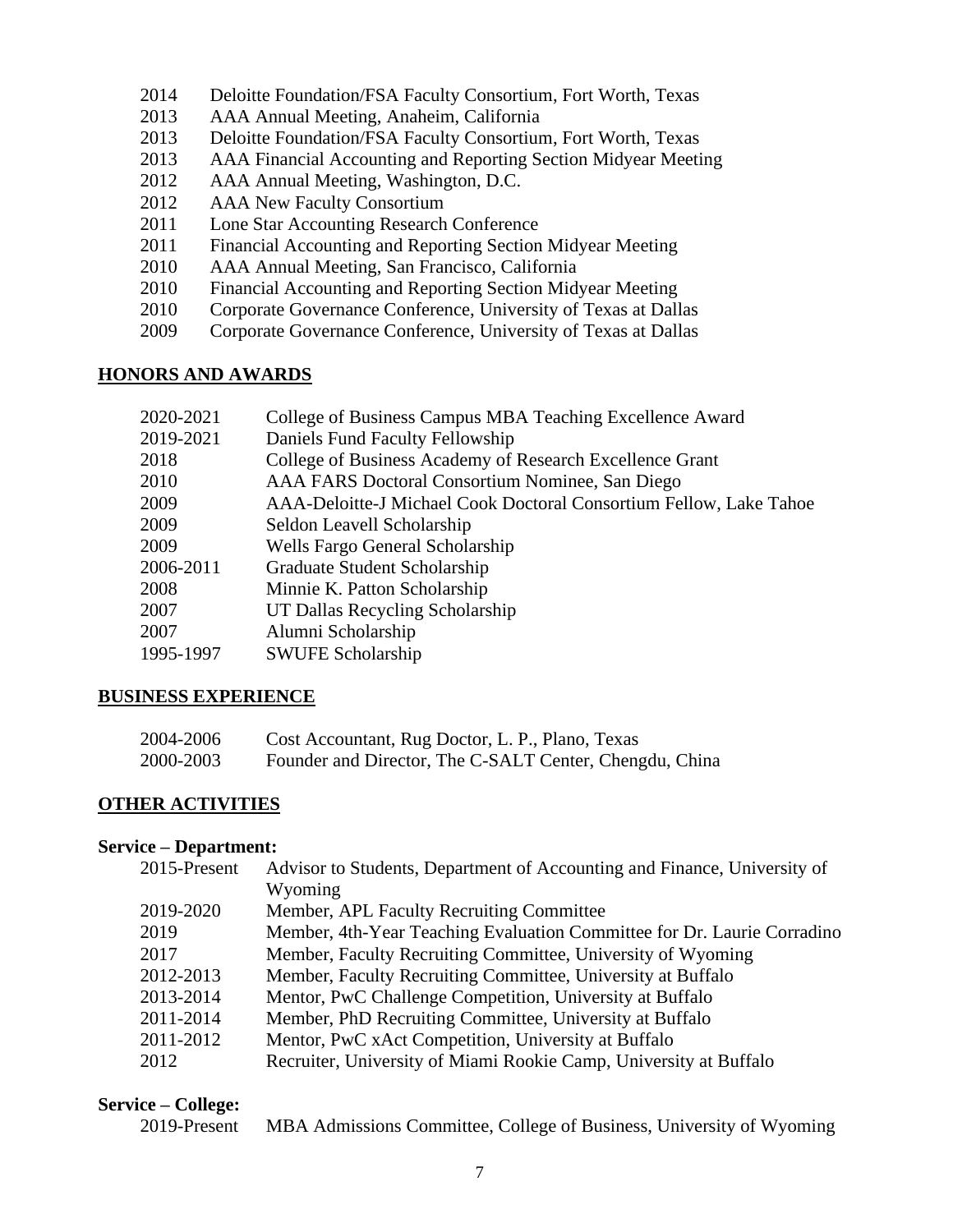2014 Deloitte Foundation/FSA Faculty Consortium, Fort Worth, Texas
2013 AAA Annual Meeting, Anaheim, California
2013 Deloitte Foundation/FSA Faculty Consortium, Fort Worth, Texas
2013 AAA Financial Accounting and Reporting Section Midyear Meeting
2012 AAA Annual Meeting, Washington, D.C.
2012 AAA New Faculty Consortium
2011 Lone Star Accounting Research Conference
2011 Financial Accounting and Reporting Section Midyear Meeting
2010 AAA Annual Meeting, San Francisco, California
2010 Financial Accounting and Reporting Section Midyear Meeting
2010 Corporate Governance Conference, University of Texas at Dallas
2009 Corporate Governance Conference, University of Texas at Dallas

## HONORS AND AWARDS

| | |
|---|---|
| 2020-2021 | College of Business Campus MBA Teaching Excellence Award |
| 2019-2021 | Daniels Fund Faculty Fellowship |
| 2018 | College of Business Academy of Research Excellence Grant |
| 2010 | AAA FARS Doctoral Consortium Nominee, San Diego |
| 2009 | AAA-Deloitte-J Michael Cook Doctoral Consortium Fellow, Lake Tahoe |
| 2009 | Seldon Leavell Scholarship |
| 2009 | Wells Fargo General Scholarship |
| 2006-2011 | Graduate Student Scholarship |
| 2008 | Minnie K. Patton Scholarship |
| 2007 | UT Dallas Recycling Scholarship |
| 2007 | Alumni Scholarship |
| 1995-1997 | SWUFE Scholarship |

## BUSINESS EXPERIENCE

| | |
|---|---|
| 2004-2006 | Cost Accountant, Rug Doctor, L. P., Plano, Texas |
| 2000-2003 | Founder and Director, The C-SALT Center, Chengdu, China |

## OTHER ACTIVITIES

**Service – Department:**

| | |
|---|---|
| 2015-Present | Advisor to Students, Department of Accounting and Finance, University of Wyoming |
| 2019-2020 | Member, APL Faculty Recruiting Committee |
| 2019 | Member, 4th-Year Teaching Evaluation Committee for Dr. Laurie Corradino |
| 2017 | Member, Faculty Recruiting Committee, University of Wyoming |
| 2012-2013 | Member, Faculty Recruiting Committee, University at Buffalo |
| 2013-2014 | Mentor, PwC Challenge Competition, University at Buffalo |
| 2011-2014 | Member, PhD Recruiting Committee, University at Buffalo |
| 2011-2012 | Mentor, PwC xAct Competition, University at Buffalo |
| 2012 | Recruiter, University of Miami Rookie Camp, University at Buffalo |

**Service – College:**

| | |
|---|---|
| 2019-Present | MBA Admissions Committee, College of Business, University of Wyoming |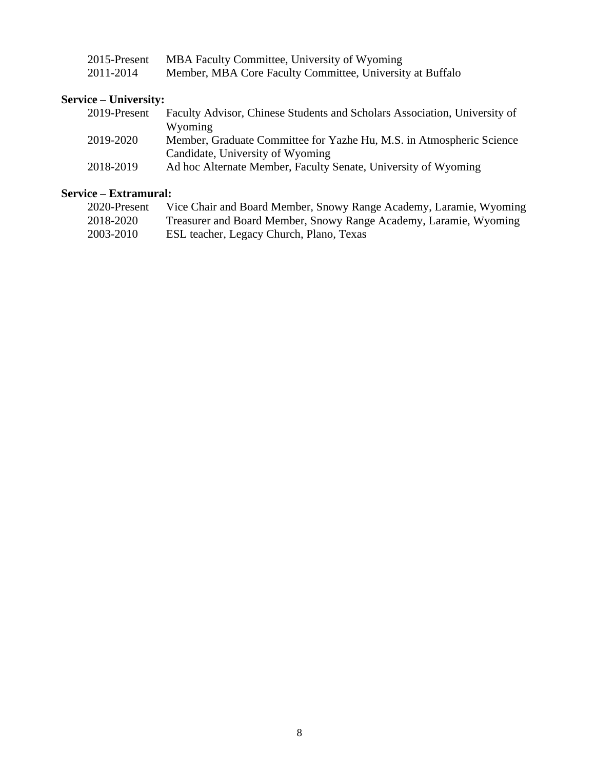| | |
|---|---|
| 2015-Present | MBA Faculty Committee, University of Wyoming |
| 2011-2014 | Member, MBA Core Faculty Committee, University at Buffalo |

**Service – University:**

| | |
|---|---|
| 2019-Present | Faculty Advisor, Chinese Students and Scholars Association, University of Wyoming |
| 2019-2020 | Member, Graduate Committee for Yazhe Hu, M.S. in Atmospheric Science Candidate, University of Wyoming |
| 2018-2019 | Ad hoc Alternate Member, Faculty Senate, University of Wyoming |

**Service – Extramural:**

| | |
|---|---|
| 2020-Present | Vice Chair and Board Member, Snowy Range Academy, Laramie, Wyoming |
| 2018-2020 | Treasurer and Board Member, Snowy Range Academy, Laramie, Wyoming |
| 2003-2010 | ESL teacher, Legacy Church, Plano, Texas |